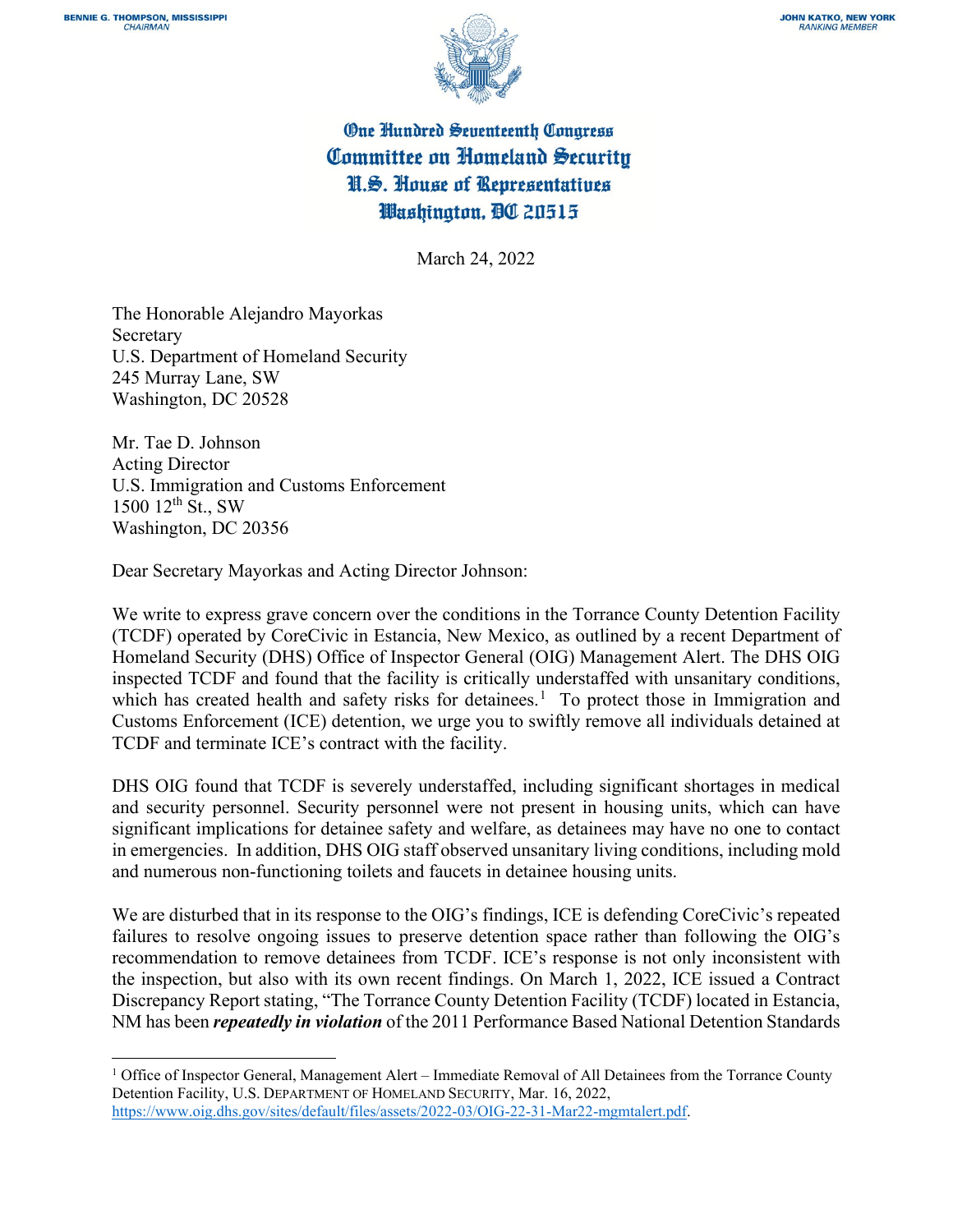BENNIE G. THOMPSON, MISSISSIPPI
*CHAIRMAN*

JOHN KATKO, NEW YORK
*RANKING MEMBER*

# One Hundred Seventeenth Congress
# Committee on Homeland Security
# U.S. House of Representatives
# Washington, DC 20515

March 24, 2022

The Honorable Alejandro Mayorkas
Secretary
U.S. Department of Homeland Security
245 Murray Lane, SW
Washington, DC 20528

Mr. Tae D. Johnson
Acting Director
U.S. Immigration and Customs Enforcement
1500 12th St., SW
Washington, DC 20356

Dear Secretary Mayorkas and Acting Director Johnson:

We write to express grave concern over the conditions in the Torrance County Detention Facility (TCDF) operated by CoreCivic in Estancia, New Mexico, as outlined by a recent Department of Homeland Security (DHS) Office of Inspector General (OIG) Management Alert. The DHS OIG inspected TCDF and found that the facility is critically understaffed with unsanitary conditions, which has created health and safety risks for detainees.[1] To protect those in Immigration and Customs Enforcement (ICE) detention, we urge you to swiftly remove all individuals detained at TCDF and terminate ICE's contract with the facility.

DHS OIG found that TCDF is severely understaffed, including significant shortages in medical and security personnel. Security personnel were not present in housing units, which can have significant implications for detainee safety and welfare, as detainees may have no one to contact in emergencies. In addition, DHS OIG staff observed unsanitary living conditions, including mold and numerous non-functioning toilets and faucets in detainee housing units.

We are disturbed that in its response to the OIG's findings, ICE is defending CoreCivic's repeated failures to resolve ongoing issues to preserve detention space rather than following the OIG's recommendation to remove detainees from TCDF. ICE's response is not only inconsistent with the inspection, but also with its own recent findings. On March 1, 2022, ICE issued a Contract Discrepancy Report stating, "The Torrance County Detention Facility (TCDF) located in Estancia, NM has been ***repeatedly in violation*** of the 2011 Performance Based National Detention Standards

---

[1] Office of Inspector General, Management Alert – Immediate Removal of All Detainees from the Torrance County Detention Facility, U.S. DEPARTMENT OF HOMELAND SECURITY, Mar. 16, 2022, https://www.oig.dhs.gov/sites/default/files/assets/2022-03/OIG-22-31-Mar22-mgmtalert.pdf.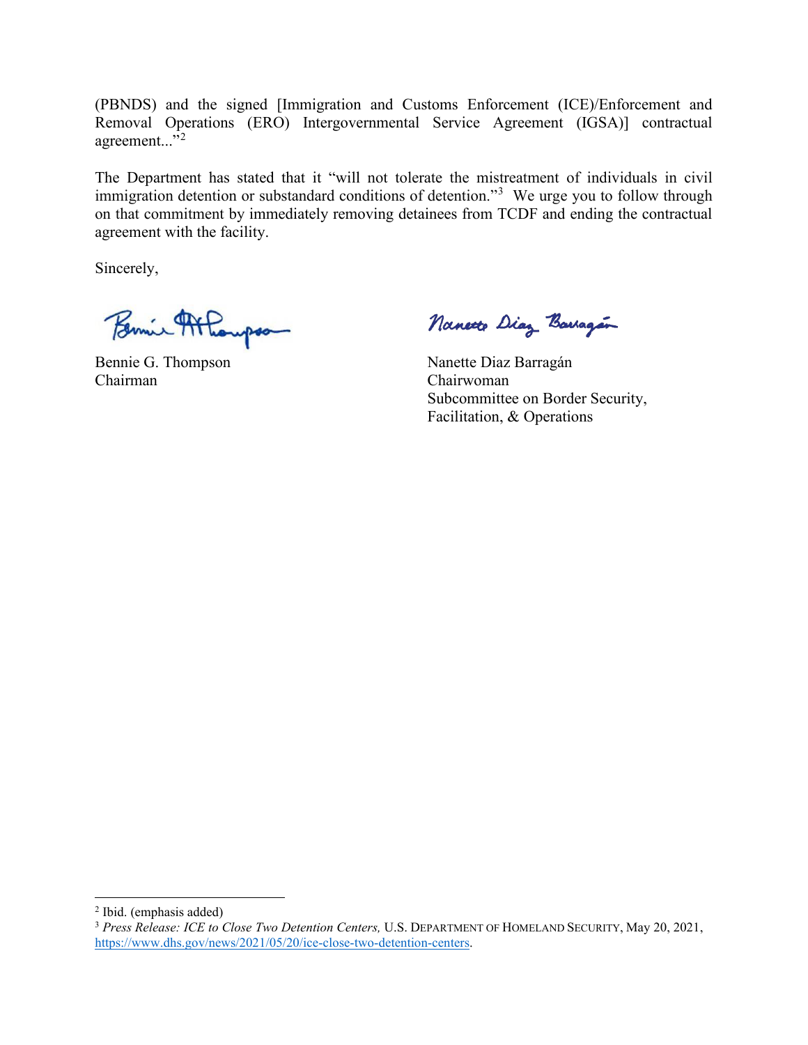(PBNDS) and the signed [Immigration and Customs Enforcement (ICE)/Enforcement and Removal Operations (ERO) Intergovernmental Service Agreement (IGSA)] contractual agreement..."[2]

The Department has stated that it "will not tolerate the mistreatment of individuals in civil immigration detention or substandard conditions of detention."[3] We urge you to follow through on that commitment by immediately removing detainees from TCDF and ending the contractual agreement with the facility.

Sincerely,

Bennie G. Thompson
Chairman

Nanette Diaz Barragán
Chairwoman
Subcommittee on Border Security, Facilitation, & Operations

---

[2] Ibid. (emphasis added)

[3] *Press Release: ICE to Close Two Detention Centers,* U.S. DEPARTMENT OF HOMELAND SECURITY, May 20, 2021, https://www.dhs.gov/news/2021/05/20/ice-close-two-detention-centers.